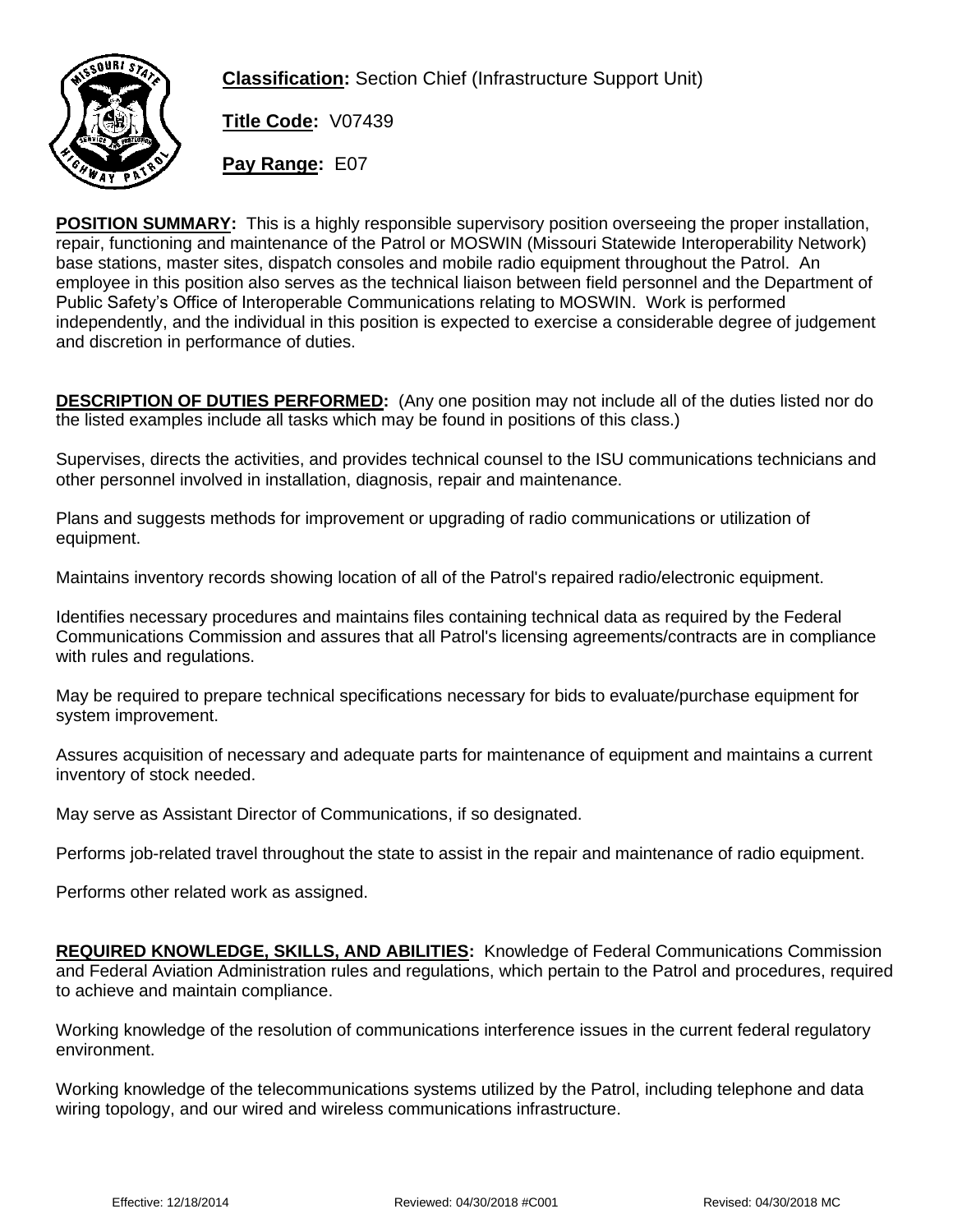**Classification:** Section Chief (Infrastructure Support Unit)

**Title Code:** V07439

**Pay Range:** E07

**POSITION SUMMARY:** This is a highly responsible supervisory position overseeing the proper installation, repair, functioning and maintenance of the Patrol or MOSWIN (Missouri Statewide Interoperability Network) base stations, master sites, dispatch consoles and mobile radio equipment throughout the Patrol. An employee in this position also serves as the technical liaison between field personnel and the Department of Public Safety's Office of Interoperable Communications relating to MOSWIN. Work is performed independently, and the individual in this position is expected to exercise a considerable degree of judgement and discretion in performance of duties.

**DESCRIPTION OF DUTIES PERFORMED:** (Any one position may not include all of the duties listed nor do the listed examples include all tasks which may be found in positions of this class.)

Supervises, directs the activities, and provides technical counsel to the ISU communications technicians and other personnel involved in installation, diagnosis, repair and maintenance.

Plans and suggests methods for improvement or upgrading of radio communications or utilization of equipment.

Maintains inventory records showing location of all of the Patrol's repaired radio/electronic equipment.

Identifies necessary procedures and maintains files containing technical data as required by the Federal Communications Commission and assures that all Patrol's licensing agreements/contracts are in compliance with rules and regulations.

May be required to prepare technical specifications necessary for bids to evaluate/purchase equipment for system improvement.

Assures acquisition of necessary and adequate parts for maintenance of equipment and maintains a current inventory of stock needed.

May serve as Assistant Director of Communications, if so designated.

Performs job-related travel throughout the state to assist in the repair and maintenance of radio equipment.

Performs other related work as assigned.

**REQUIRED KNOWLEDGE, SKILLS, AND ABILITIES:** Knowledge of Federal Communications Commission and Federal Aviation Administration rules and regulations, which pertain to the Patrol and procedures, required to achieve and maintain compliance.

Working knowledge of the resolution of communications interference issues in the current federal regulatory environment.

Working knowledge of the telecommunications systems utilized by the Patrol, including telephone and data wiring topology, and our wired and wireless communications infrastructure.

Effective: 12/18/2014 Reviewed: 04/30/2018 #C001 Revised: 04/30/2018 MC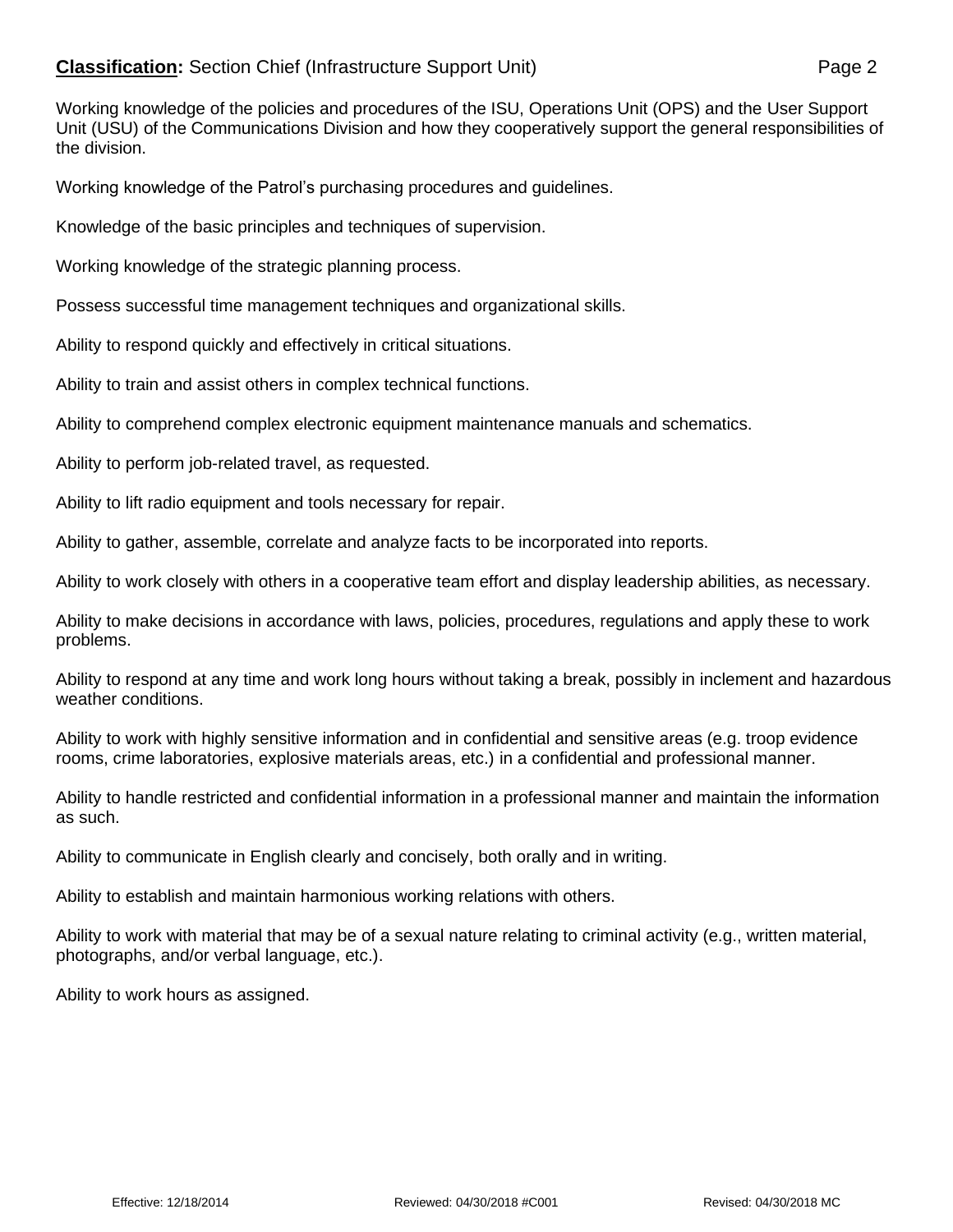Working knowledge of the policies and procedures of the ISU, Operations Unit (OPS) and the User Support Unit (USU) of the Communications Division and how they cooperatively support the general responsibilities of the division.

Working knowledge of the Patrol's purchasing procedures and guidelines.

Knowledge of the basic principles and techniques of supervision.

Working knowledge of the strategic planning process.

Possess successful time management techniques and organizational skills.

Ability to respond quickly and effectively in critical situations.

Ability to train and assist others in complex technical functions.

Ability to comprehend complex electronic equipment maintenance manuals and schematics.

Ability to perform job-related travel, as requested.

Ability to lift radio equipment and tools necessary for repair.

Ability to gather, assemble, correlate and analyze facts to be incorporated into reports.

Ability to work closely with others in a cooperative team effort and display leadership abilities, as necessary.

Ability to make decisions in accordance with laws, policies, procedures, regulations and apply these to work problems.

Ability to respond at any time and work long hours without taking a break, possibly in inclement and hazardous weather conditions.

Ability to work with highly sensitive information and in confidential and sensitive areas (e.g. troop evidence rooms, crime laboratories, explosive materials areas, etc.) in a confidential and professional manner.

Ability to handle restricted and confidential information in a professional manner and maintain the information as such.

Ability to communicate in English clearly and concisely, both orally and in writing.

Ability to establish and maintain harmonious working relations with others.

Ability to work with material that may be of a sexual nature relating to criminal activity (e.g., written material, photographs, and/or verbal language, etc.).

Ability to work hours as assigned.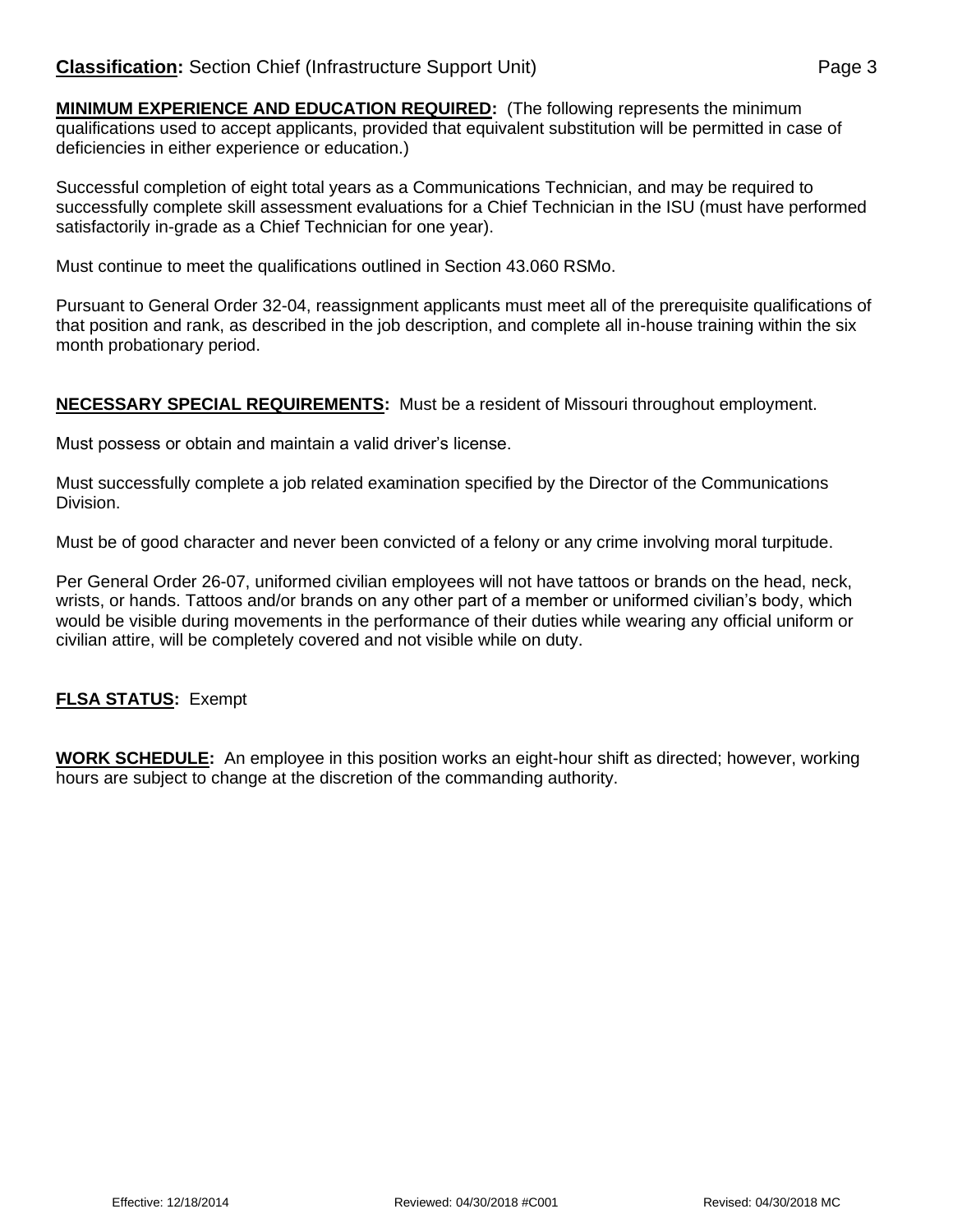**MINIMUM EXPERIENCE AND EDUCATION REQUIRED:** (The following represents the minimum qualifications used to accept applicants, provided that equivalent substitution will be permitted in case of deficiencies in either experience or education.)

Successful completion of eight total years as a Communications Technician, and may be required to successfully complete skill assessment evaluations for a Chief Technician in the ISU (must have performed satisfactorily in-grade as a Chief Technician for one year).

Must continue to meet the qualifications outlined in Section 43.060 RSMo.

Pursuant to General Order 32-04, reassignment applicants must meet all of the prerequisite qualifications of that position and rank, as described in the job description, and complete all in-house training within the six month probationary period.

**NECESSARY SPECIAL REQUIREMENTS:** Must be a resident of Missouri throughout employment.

Must possess or obtain and maintain a valid driver's license.

Must successfully complete a job related examination specified by the Director of the Communications Division.

Must be of good character and never been convicted of a felony or any crime involving moral turpitude.

Per General Order 26-07, uniformed civilian employees will not have tattoos or brands on the head, neck, wrists, or hands. Tattoos and/or brands on any other part of a member or uniformed civilian's body, which would be visible during movements in the performance of their duties while wearing any official uniform or civilian attire, will be completely covered and not visible while on duty.

**FLSA STATUS:** Exempt

**WORK SCHEDULE:** An employee in this position works an eight-hour shift as directed; however, working hours are subject to change at the discretion of the commanding authority.

Effective: 12/18/2014 Reviewed: 04/30/2018 #C001 Revised: 04/30/2018 MC